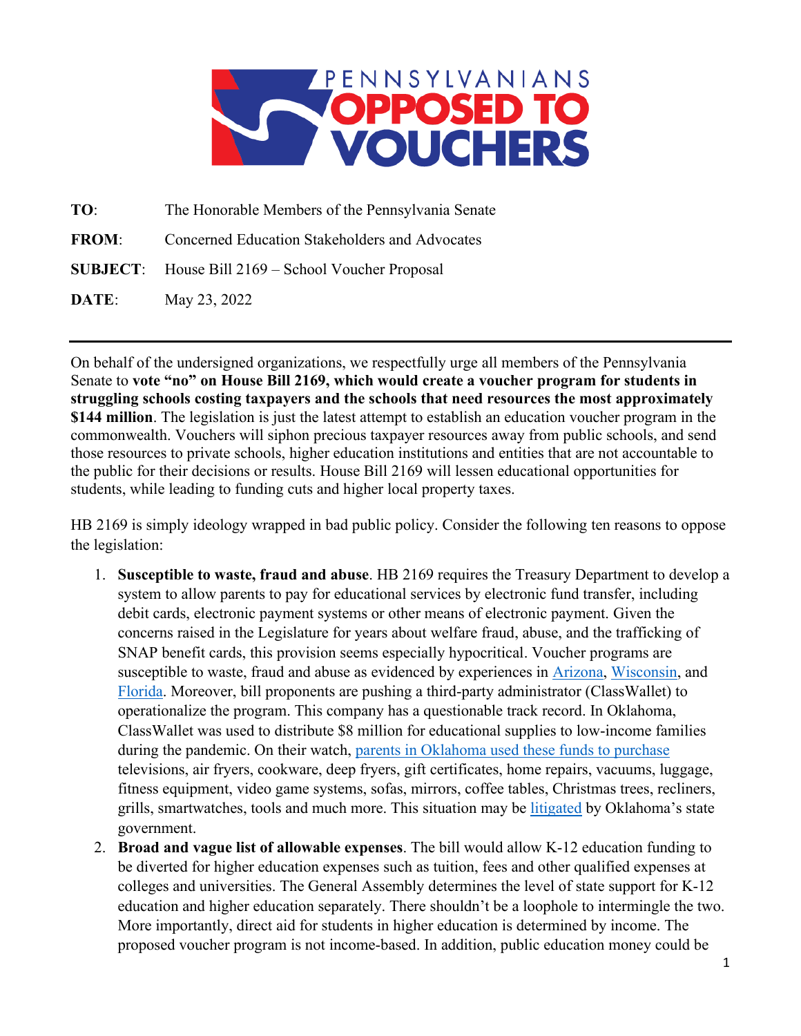# PENNSYLVANIANS OPPOSED TO VOUCHERS

**TO**: The Honorable Members of the Pennsylvania Senate

**FROM**: Concerned Education Stakeholders and Advocates

**SUBJECT**: House Bill 2169 – School Voucher Proposal

**DATE**: May 23, 2022

---

On behalf of the undersigned organizations, we respectfully urge all members of the Pennsylvania Senate to **vote "no" on House Bill 2169, which would create a voucher program for students in struggling schools costing taxpayers and the schools that need resources the most approximately $144 million**. The legislation is just the latest attempt to establish an education voucher program in the commonwealth. Vouchers will siphon precious taxpayer resources away from public schools, and send those resources to private schools, higher education institutions and entities that are not accountable to the public for their decisions or results. House Bill 2169 will lessen educational opportunities for students, while leading to funding cuts and higher local property taxes.

HB 2169 is simply ideology wrapped in bad public policy. Consider the following ten reasons to oppose the legislation:

1. **Susceptible to waste, fraud and abuse**. HB 2169 requires the Treasury Department to develop a system to allow parents to pay for educational services by electronic fund transfer, including debit cards, electronic payment systems or other means of electronic payment. Given the concerns raised in the Legislature for years about welfare fraud, abuse, and the trafficking of SNAP benefit cards, this provision seems especially hypocritical. Voucher programs are susceptible to waste, fraud and abuse as evidenced by experiences in Arizona, Wisconsin, and Florida. Moreover, bill proponents are pushing a third-party administrator (ClassWallet) to operationalize the program. This company has a questionable track record. In Oklahoma, ClassWallet was used to distribute $8 million for educational supplies to low-income families during the pandemic. On their watch, parents in Oklahoma used these funds to purchase televisions, air fryers, cookware, deep fryers, gift certificates, home repairs, vacuums, luggage, fitness equipment, video game systems, sofas, mirrors, coffee tables, Christmas trees, recliners, grills, smartwatches, tools and much more. This situation may be litigated by Oklahoma's state government.
2. **Broad and vague list of allowable expenses**. The bill would allow K-12 education funding to be diverted for higher education expenses such as tuition, fees and other qualified expenses at colleges and universities. The General Assembly determines the level of state support for K-12 education and higher education separately. There shouldn't be a loophole to intermingle the two. More importantly, direct aid for students in higher education is determined by income. The proposed voucher program is not income-based. In addition, public education money could be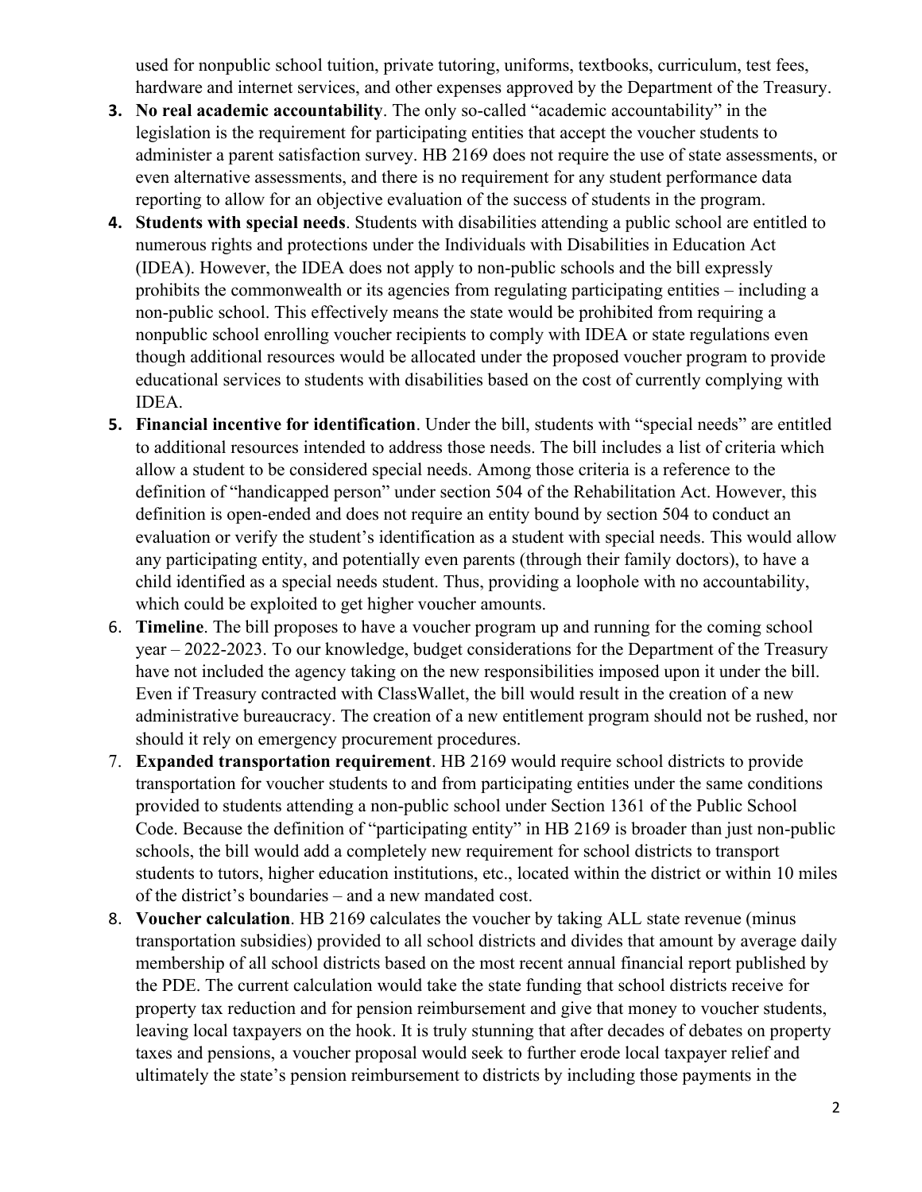used for nonpublic school tuition, private tutoring, uniforms, textbooks, curriculum, test fees, hardware and internet services, and other expenses approved by the Department of the Treasury.

3. **No real academic accountability**. The only so-called "academic accountability" in the legislation is the requirement for participating entities that accept the voucher students to administer a parent satisfaction survey. HB 2169 does not require the use of state assessments, or even alternative assessments, and there is no requirement for any student performance data reporting to allow for an objective evaluation of the success of students in the program.
4. **Students with special needs**. Students with disabilities attending a public school are entitled to numerous rights and protections under the Individuals with Disabilities in Education Act (IDEA). However, the IDEA does not apply to non-public schools and the bill expressly prohibits the commonwealth or its agencies from regulating participating entities – including a non-public school. This effectively means the state would be prohibited from requiring a nonpublic school enrolling voucher recipients to comply with IDEA or state regulations even though additional resources would be allocated under the proposed voucher program to provide educational services to students with disabilities based on the cost of currently complying with IDEA.
5. **Financial incentive for identification**. Under the bill, students with "special needs" are entitled to additional resources intended to address those needs. The bill includes a list of criteria which allow a student to be considered special needs. Among those criteria is a reference to the definition of "handicapped person" under section 504 of the Rehabilitation Act. However, this definition is open-ended and does not require an entity bound by section 504 to conduct an evaluation or verify the student's identification as a student with special needs. This would allow any participating entity, and potentially even parents (through their family doctors), to have a child identified as a special needs student. Thus, providing a loophole with no accountability, which could be exploited to get higher voucher amounts.
6. **Timeline**. The bill proposes to have a voucher program up and running for the coming school year – 2022-2023. To our knowledge, budget considerations for the Department of the Treasury have not included the agency taking on the new responsibilities imposed upon it under the bill. Even if Treasury contracted with ClassWallet, the bill would result in the creation of a new administrative bureaucracy. The creation of a new entitlement program should not be rushed, nor should it rely on emergency procurement procedures.
7. **Expanded transportation requirement**. HB 2169 would require school districts to provide transportation for voucher students to and from participating entities under the same conditions provided to students attending a non-public school under Section 1361 of the Public School Code. Because the definition of "participating entity" in HB 2169 is broader than just non-public schools, the bill would add a completely new requirement for school districts to transport students to tutors, higher education institutions, etc., located within the district or within 10 miles of the district's boundaries – and a new mandated cost.
8. **Voucher calculation**. HB 2169 calculates the voucher by taking ALL state revenue (minus transportation subsidies) provided to all school districts and divides that amount by average daily membership of all school districts based on the most recent annual financial report published by the PDE. The current calculation would take the state funding that school districts receive for property tax reduction and for pension reimbursement and give that money to voucher students, leaving local taxpayers on the hook. It is truly stunning that after decades of debates on property taxes and pensions, a voucher proposal would seek to further erode local taxpayer relief and ultimately the state's pension reimbursement to districts by including those payments in the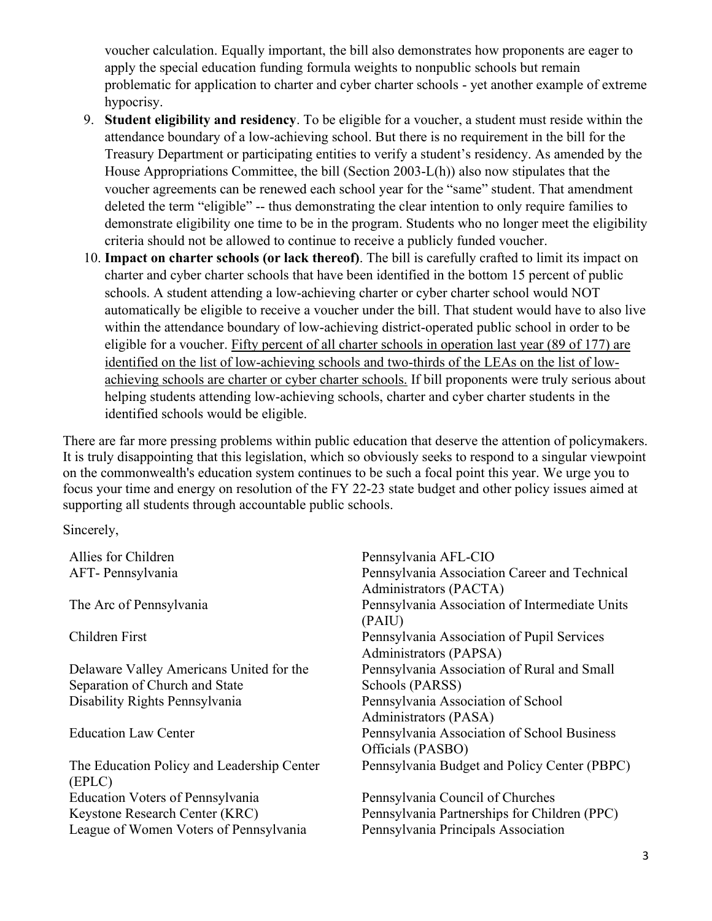voucher calculation. Equally important, the bill also demonstrates how proponents are eager to apply the special education funding formula weights to nonpublic schools but remain problematic for application to charter and cyber charter schools - yet another example of extreme hypocrisy.

9. **Student eligibility and residency**. To be eligible for a voucher, a student must reside within the attendance boundary of a low-achieving school. But there is no requirement in the bill for the Treasury Department or participating entities to verify a student's residency. As amended by the House Appropriations Committee, the bill (Section 2003-L(h)) also now stipulates that the voucher agreements can be renewed each school year for the "same" student. That amendment deleted the term "eligible" -- thus demonstrating the clear intention to only require families to demonstrate eligibility one time to be in the program. Students who no longer meet the eligibility criteria should not be allowed to continue to receive a publicly funded voucher.
10. **Impact on charter schools (or lack thereof)**. The bill is carefully crafted to limit its impact on charter and cyber charter schools that have been identified in the bottom 15 percent of public schools. A student attending a low-achieving charter or cyber charter school would NOT automatically be eligible to receive a voucher under the bill. That student would have to also live within the attendance boundary of low-achieving district-operated public school in order to be eligible for a voucher. <u>Fifty percent of all charter schools in operation last year (89 of 177) are identified on the list of low-achieving schools and two-thirds of the LEAs on the list of low-achieving schools are charter or cyber charter schools.</u> If bill proponents were truly serious about helping students attending low-achieving schools, charter and cyber charter students in the identified schools would be eligible.

There are far more pressing problems within public education that deserve the attention of policymakers. It is truly disappointing that this legislation, which so obviously seeks to respond to a singular viewpoint on the commonwealth's education system continues to be such a focal point this year. We urge you to focus your time and energy on resolution of the FY 22-23 state budget and other policy issues aimed at supporting all students through accountable public schools.

Sincerely,

Allies for Children
AFT- Pennsylvania
The Arc of Pennsylvania
Children First
Delaware Valley Americans United for the Separation of Church and State
Disability Rights Pennsylvania
Education Law Center
The Education Policy and Leadership Center (EPLC)
Education Voters of Pennsylvania
Keystone Research Center (KRC)
League of Women Voters of Pennsylvania
Pennsylvania AFL-CIO
Pennsylvania Association Career and Technical Administrators (PACTA)
Pennsylvania Association of Intermediate Units (PAIU)
Pennsylvania Association of Pupil Services Administrators (PAPSA)
Pennsylvania Association of Rural and Small Schools (PARSS)
Pennsylvania Association of School Administrators (PASA)
Pennsylvania Association of School Business Officials (PASBO)
Pennsylvania Budget and Policy Center (PBPC)
Pennsylvania Council of Churches
Pennsylvania Partnerships for Children (PPC)
Pennsylvania Principals Association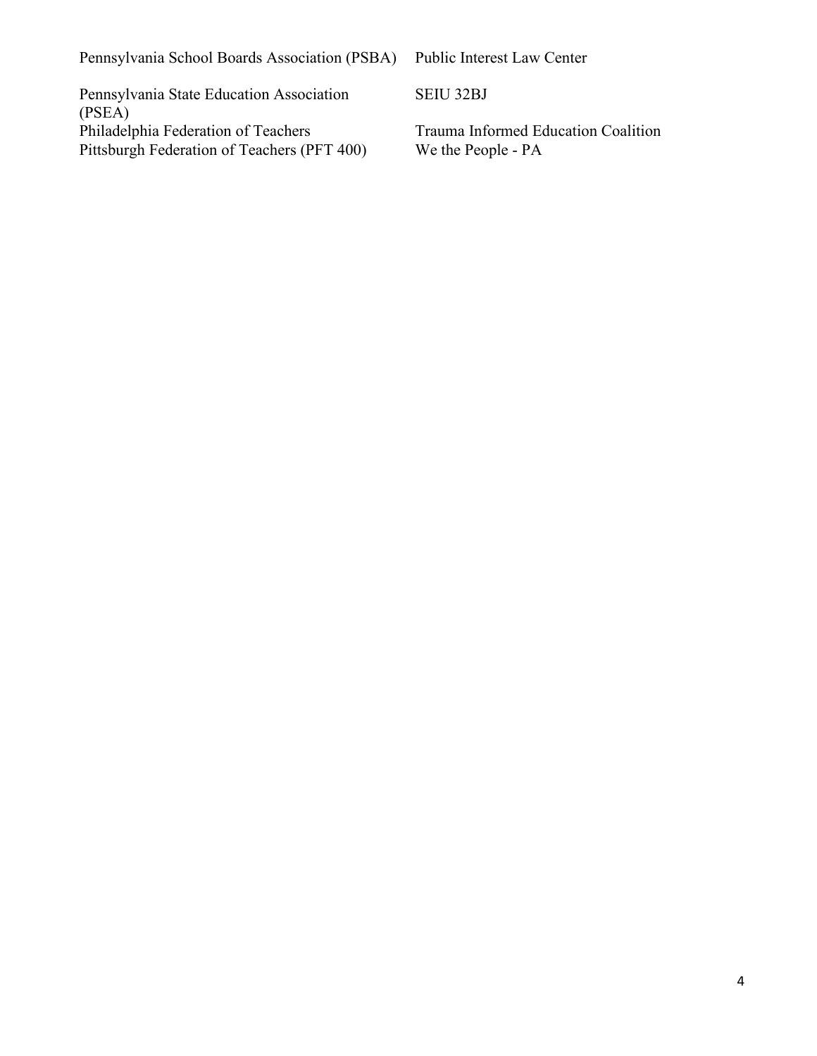Pennsylvania School Boards Association (PSBA)

Pennsylvania State Education Association (PSEA)

Philadelphia Federation of Teachers

Pittsburgh Federation of Teachers (PFT 400)

Public Interest Law Center

SEIU 32BJ

Trauma Informed Education Coalition

We the People - PA